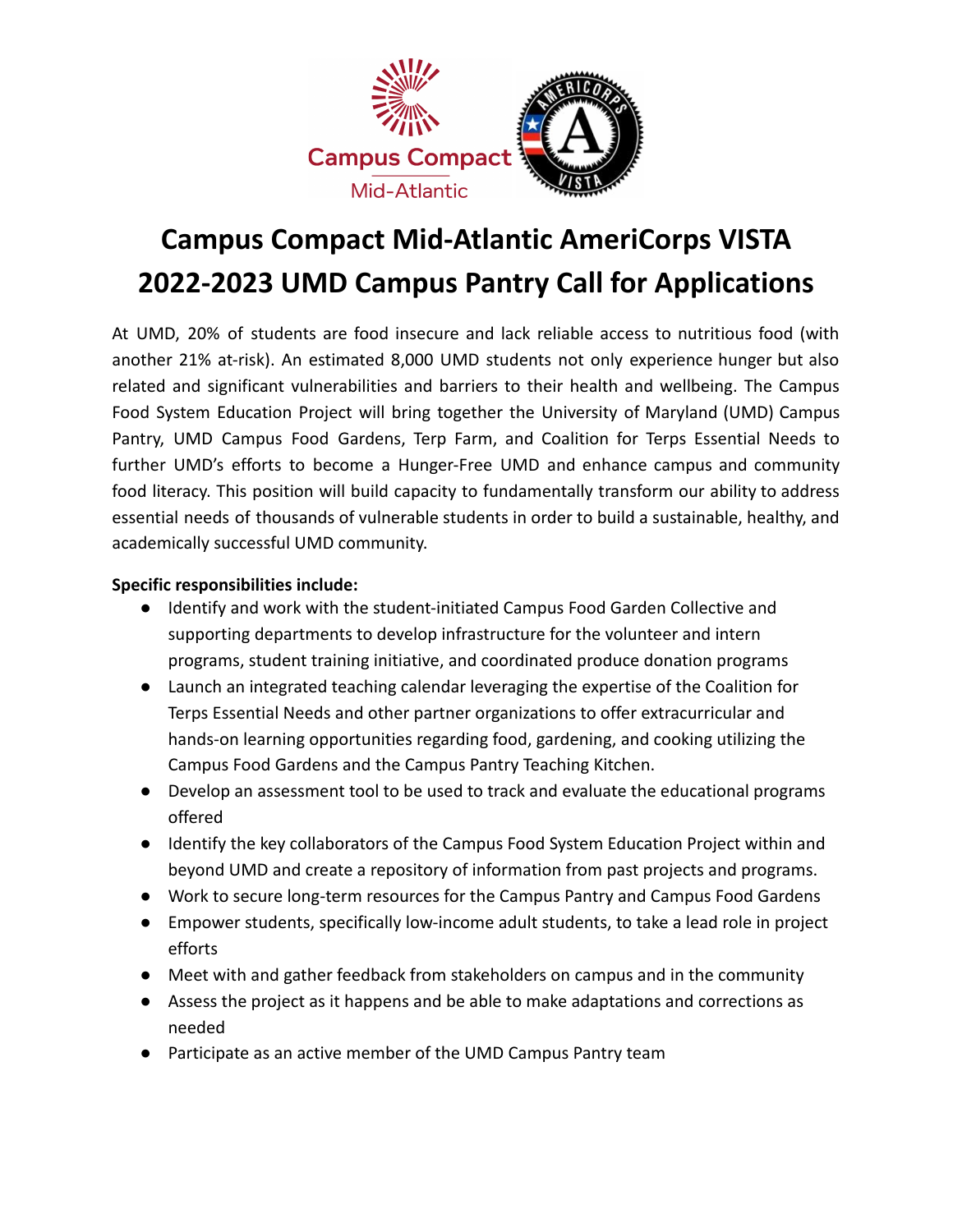# Campus Compact Mid-Atlantic AmeriCorps VISTA 2022-2023 UMD Campus Pantry Call for Applications

At UMD, 20% of students are food insecure and lack reliable access to nutritious food (with another 21% at-risk). An estimated 8,000 UMD students not only experience hunger but also related and significant vulnerabilities and barriers to their health and wellbeing. The Campus Food System Education Project will bring together the University of Maryland (UMD) Campus Pantry, UMD Campus Food Gardens, Terp Farm, and Coalition for Terps Essential Needs to further UMD's efforts to become a Hunger-Free UMD and enhance campus and community food literacy. This position will build capacity to fundamentally transform our ability to address essential needs of thousands of vulnerable students in order to build a sustainable, healthy, and academically successful UMD community.

**Specific responsibilities include:**

- Identify and work with the student-initiated Campus Food Garden Collective and supporting departments to develop infrastructure for the volunteer and intern programs, student training initiative, and coordinated produce donation programs
- Launch an integrated teaching calendar leveraging the expertise of the Coalition for Terps Essential Needs and other partner organizations to offer extracurricular and hands-on learning opportunities regarding food, gardening, and cooking utilizing the Campus Food Gardens and the Campus Pantry Teaching Kitchen.
- Develop an assessment tool to be used to track and evaluate the educational programs offered
- Identify the key collaborators of the Campus Food System Education Project within and beyond UMD and create a repository of information from past projects and programs.
- Work to secure long-term resources for the Campus Pantry and Campus Food Gardens
- Empower students, specifically low-income adult students, to take a lead role in project efforts
- Meet with and gather feedback from stakeholders on campus and in the community
- Assess the project as it happens and be able to make adaptations and corrections as needed
- Participate as an active member of the UMD Campus Pantry team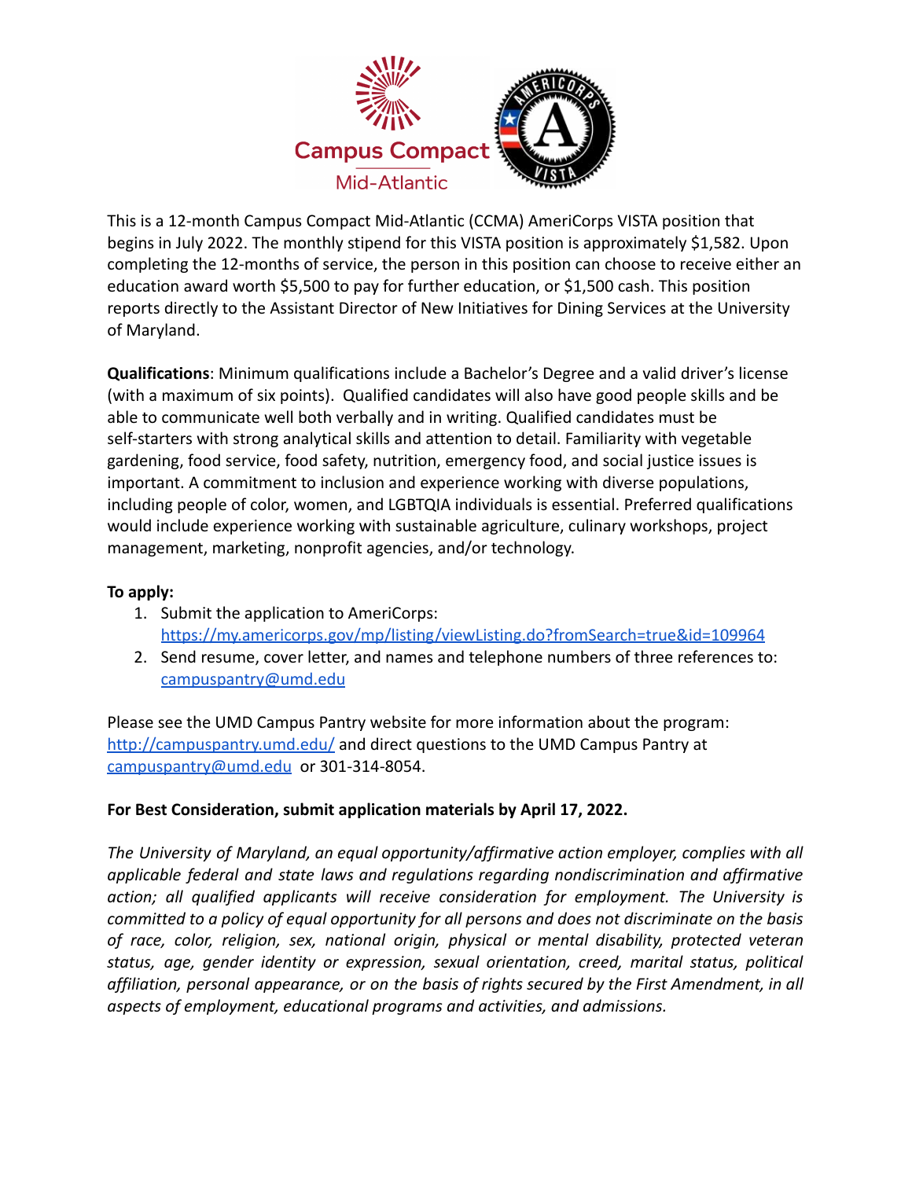This is a 12-month Campus Compact Mid-Atlantic (CCMA) AmeriCorps VISTA position that begins in July 2022. The monthly stipend for this VISTA position is approximately $1,582. Upon completing the 12-months of service, the person in this position can choose to receive either an education award worth $5,500 to pay for further education, or $1,500 cash. This position reports directly to the Assistant Director of New Initiatives for Dining Services at the University of Maryland.

**Qualifications**: Minimum qualifications include a Bachelor's Degree and a valid driver's license (with a maximum of six points). Qualified candidates will also have good people skills and be able to communicate well both verbally and in writing. Qualified candidates must be self-starters with strong analytical skills and attention to detail. Familiarity with vegetable gardening, food service, food safety, nutrition, emergency food, and social justice issues is important. A commitment to inclusion and experience working with diverse populations, including people of color, women, and LGBTQIA individuals is essential. Preferred qualifications would include experience working with sustainable agriculture, culinary workshops, project management, marketing, nonprofit agencies, and/or technology.

**To apply:**

1. Submit the application to AmeriCorps: https://my.americorps.gov/mp/listing/viewListing.do?fromSearch=true&id=109964
2. Send resume, cover letter, and names and telephone numbers of three references to: campuspantry@umd.edu

Please see the UMD Campus Pantry website for more information about the program: http://campuspantry.umd.edu/ and direct questions to the UMD Campus Pantry at campuspantry@umd.edu or 301-314-8054.

**For Best Consideration, submit application materials by April 17, 2022.**

*The University of Maryland, an equal opportunity/affirmative action employer, complies with all applicable federal and state laws and regulations regarding nondiscrimination and affirmative action; all qualified applicants will receive consideration for employment. The University is committed to a policy of equal opportunity for all persons and does not discriminate on the basis of race, color, religion, sex, national origin, physical or mental disability, protected veteran status, age, gender identity or expression, sexual orientation, creed, marital status, political affiliation, personal appearance, or on the basis of rights secured by the First Amendment, in all aspects of employment, educational programs and activities, and admissions.*